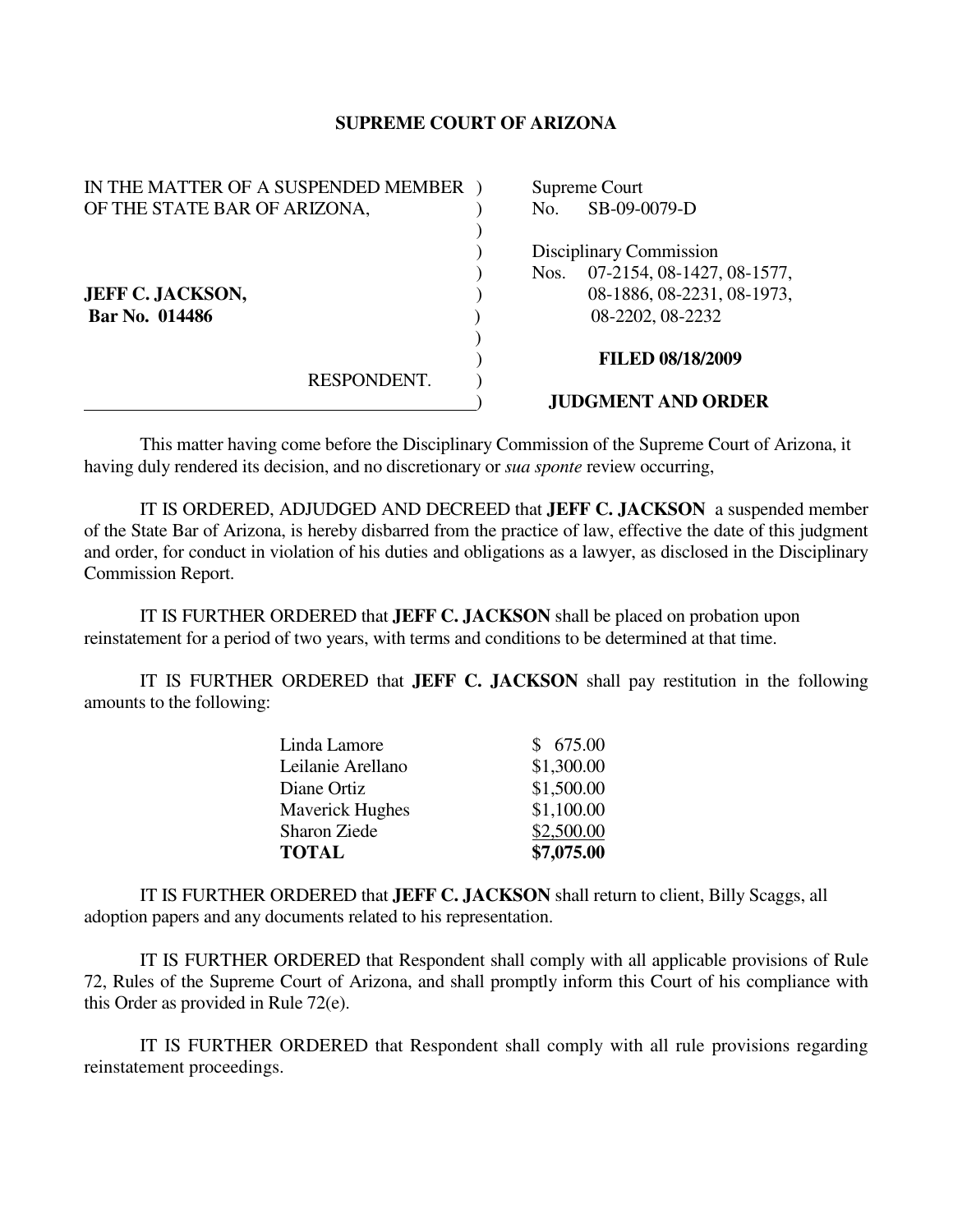# SUPREME COURT OF ARIZONA

| | |
|---|---|
| IN THE MATTER OF A SUSPENDED MEMBER OF THE STATE BAR OF ARIZONA, | Supreme Court No. SB-09-0079-D |
| **JEFF C. JACKSON,** **Bar No. 014486** | Disciplinary Commission Nos. 07-2154, 08-1427, 08-1577, 08-1886, 08-2231, 08-1973, 08-2202, 08-2232 |
| RESPONDENT. | **FILED 08/18/2009** |
| | **JUDGMENT AND ORDER** |

This matter having come before the Disciplinary Commission of the Supreme Court of Arizona, it having duly rendered its decision, and no discretionary or *sua sponte* review occurring,

IT IS ORDERED, ADJUDGED AND DECREED that **JEFF C. JACKSON** a suspended member of the State Bar of Arizona, is hereby disbarred from the practice of law, effective the date of this judgment and order, for conduct in violation of his duties and obligations as a lawyer, as disclosed in the Disciplinary Commission Report.

IT IS FURTHER ORDERED that **JEFF C. JACKSON** shall be placed on probation upon reinstatement for a period of two years, with terms and conditions to be determined at that time.

IT IS FURTHER ORDERED that **JEFF C. JACKSON** shall pay restitution in the following amounts to the following:

| | |
|---|---|
| Linda Lamore | $ 675.00 |
| Leilanie Arellano | $1,300.00 |
| Diane Ortiz | $1,500.00 |
| Maverick Hughes | $1,100.00 |
| Sharon Ziede | $2,500.00 |
| **TOTAL** | **$7,075.00** |

IT IS FURTHER ORDERED that **JEFF C. JACKSON** shall return to client, Billy Scaggs, all adoption papers and any documents related to his representation.

IT IS FURTHER ORDERED that Respondent shall comply with all applicable provisions of Rule 72, Rules of the Supreme Court of Arizona, and shall promptly inform this Court of his compliance with this Order as provided in Rule 72(e).

IT IS FURTHER ORDERED that Respondent shall comply with all rule provisions regarding reinstatement proceedings.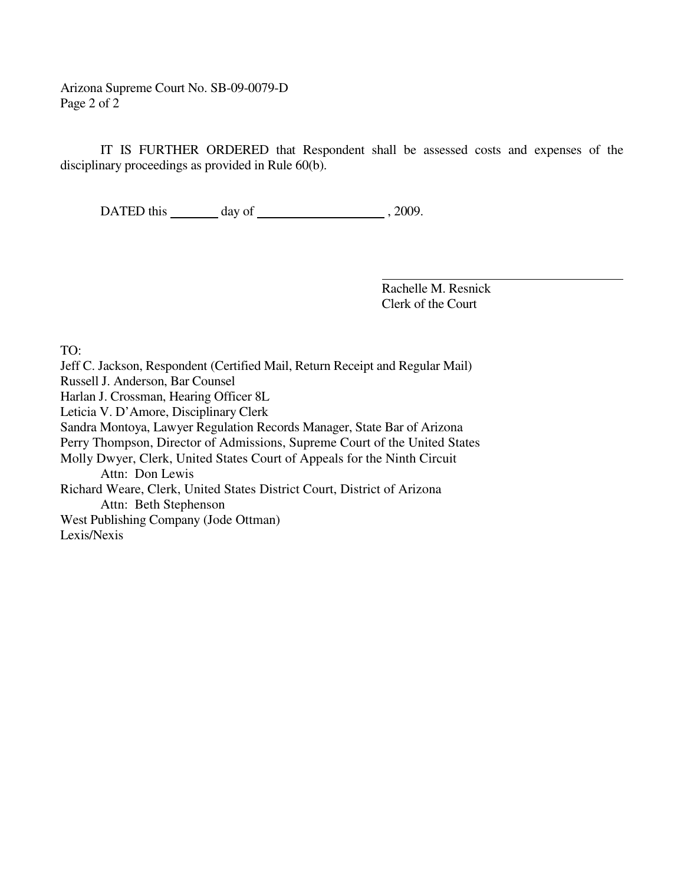IT IS FURTHER ORDERED that Respondent shall be assessed costs and expenses of the disciplinary proceedings as provided in Rule 60(b).

DATED this \_\_\_\_\_\_\_ day of \_\_\_\_\_\_\_\_\_\_\_\_\_\_\_\_\_\_\_\_ , 2009.

\_\_\_\_\_\_\_\_\_\_\_\_\_\_\_\_\_\_\_\_\_\_\_\_\_\_\_\_\_\_\_\_\_\_\_\_\_\_
Rachelle M. Resnick
Clerk of the Court

TO:
Jeff C. Jackson, Respondent (Certified Mail, Return Receipt and Regular Mail)
Russell J. Anderson, Bar Counsel
Harlan J. Crossman, Hearing Officer 8L
Leticia V. D'Amore, Disciplinary Clerk
Sandra Montoya, Lawyer Regulation Records Manager, State Bar of Arizona
Perry Thompson, Director of Admissions, Supreme Court of the United States
Molly Dwyer, Clerk, United States Court of Appeals for the Ninth Circuit
    Attn: Don Lewis
Richard Weare, Clerk, United States District Court, District of Arizona
    Attn: Beth Stephenson
West Publishing Company (Jode Ottman)
Lexis/Nexis